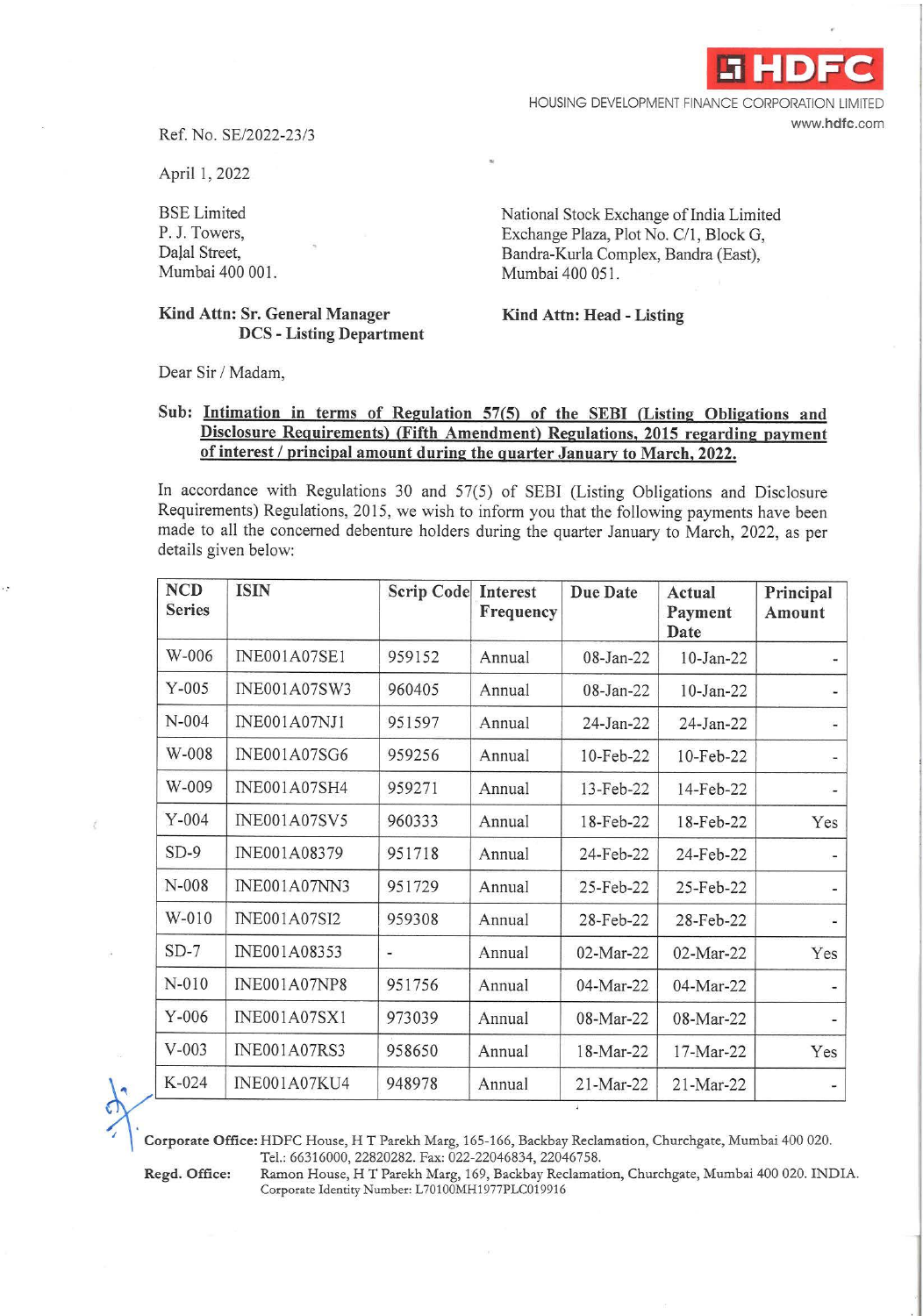HDFC

HOUSING DEVELOPMENT FINANCE CORPORATION LIMITED

www.hdfc.com

Ref. No. SE/2022-23/3

April 1, 2022

BSE Limited
P. J. Towers,
Dalal Street,
Mumbai 400 001.

**Kind Attn: Sr. General Manager**
**DCS - Listing Department**

National Stock Exchange of India Limited
Exchange Plaza, Plot No. C/1, Block G,
Bandra-Kurla Complex, Bandra (East),
Mumbai 400 051.

**Kind Attn: Head - Listing**

Dear Sir / Madam,

**Sub: Intimation in terms of Regulation 57(5) of the SEBI (Listing Obligations and Disclosure Requirements) (Fifth Amendment) Regulations, 2015 regarding payment of interest / principal amount during the quarter January to March, 2022.**

In accordance with Regulations 30 and 57(5) of SEBI (Listing Obligations and Disclosure Requirements) Regulations, 2015, we wish to inform you that the following payments have been made to all the concerned debenture holders during the quarter January to March, 2022, as per details given below:

| NCD Series | ISIN | Scrip Code | Interest Frequency | Due Date | Actual Payment Date | Principal Amount |
|---|---|---|---|---|---|---|
| W-006 | INE001A07SE1 | 959152 | Annual | 08-Jan-22 | 10-Jan-22 | - |
| Y-005 | INE001A07SW3 | 960405 | Annual | 08-Jan-22 | 10-Jan-22 | - |
| N-004 | INE001A07NJ1 | 951597 | Annual | 24-Jan-22 | 24-Jan-22 | - |
| W-008 | INE001A07SG6 | 959256 | Annual | 10-Feb-22 | 10-Feb-22 | - |
| W-009 | INE001A07SH4 | 959271 | Annual | 13-Feb-22 | 14-Feb-22 | - |
| Y-004 | INE001A07SV5 | 960333 | Annual | 18-Feb-22 | 18-Feb-22 | Yes |
| SD-9 | INE001A08379 | 951718 | Annual | 24-Feb-22 | 24-Feb-22 | - |
| N-008 | INE001A07NN3 | 951729 | Annual | 25-Feb-22 | 25-Feb-22 | - |
| W-010 | INE001A07SI2 | 959308 | Annual | 28-Feb-22 | 28-Feb-22 | - |
| SD-7 | INE001A08353 | - | Annual | 02-Mar-22 | 02-Mar-22 | Yes |
| N-010 | INE001A07NP8 | 951756 | Annual | 04-Mar-22 | 04-Mar-22 | - |
| Y-006 | INE001A07SX1 | 973039 | Annual | 08-Mar-22 | 08-Mar-22 | - |
| V-003 | INE001A07RS3 | 958650 | Annual | 18-Mar-22 | 17-Mar-22 | Yes |
| K-024 | INE001A07KU4 | 948978 | Annual | 21-Mar-22 | 21-Mar-22 | - |

**Corporate Office:** HDFC House, H T Parekh Marg, 165-166, Backbay Reclamation, Churchgate, Mumbai 400 020. Tel.: 66316000, 22820282. Fax: 022-22046834, 22046758.

**Regd. Office:** Ramon House, H T Parekh Marg, 169, Backbay Reclamation, Churchgate, Mumbai 400 020. INDIA. Corporate Identity Number: L70100MH1977PLC019916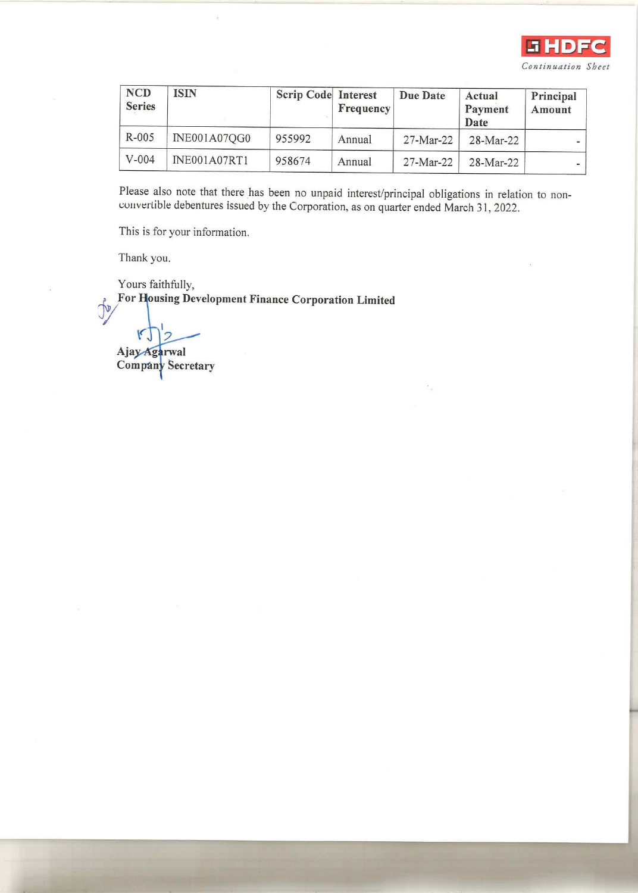| NCD Series | ISIN | Scrip Code | Interest Frequency | Due Date | Actual Payment Date | Principal Amount |
|---|---|---|---|---|---|---|
| R-005 | INE001A07QG0 | 955992 | Annual | 27-Mar-22 | 28-Mar-22 | - |
| V-004 | INE001A07RT1 | 958674 | Annual | 27-Mar-22 | 28-Mar-22 | - |

Please also note that there has been no unpaid interest/principal obligations in relation to non-convertible debentures issued by the Corporation, as on quarter ended March 31, 2022.

This is for your information.

Thank you.

Yours faithfully,
**For Housing Development Finance Corporation Limited**

**Ajay Agarwal**
**Company Secretary**